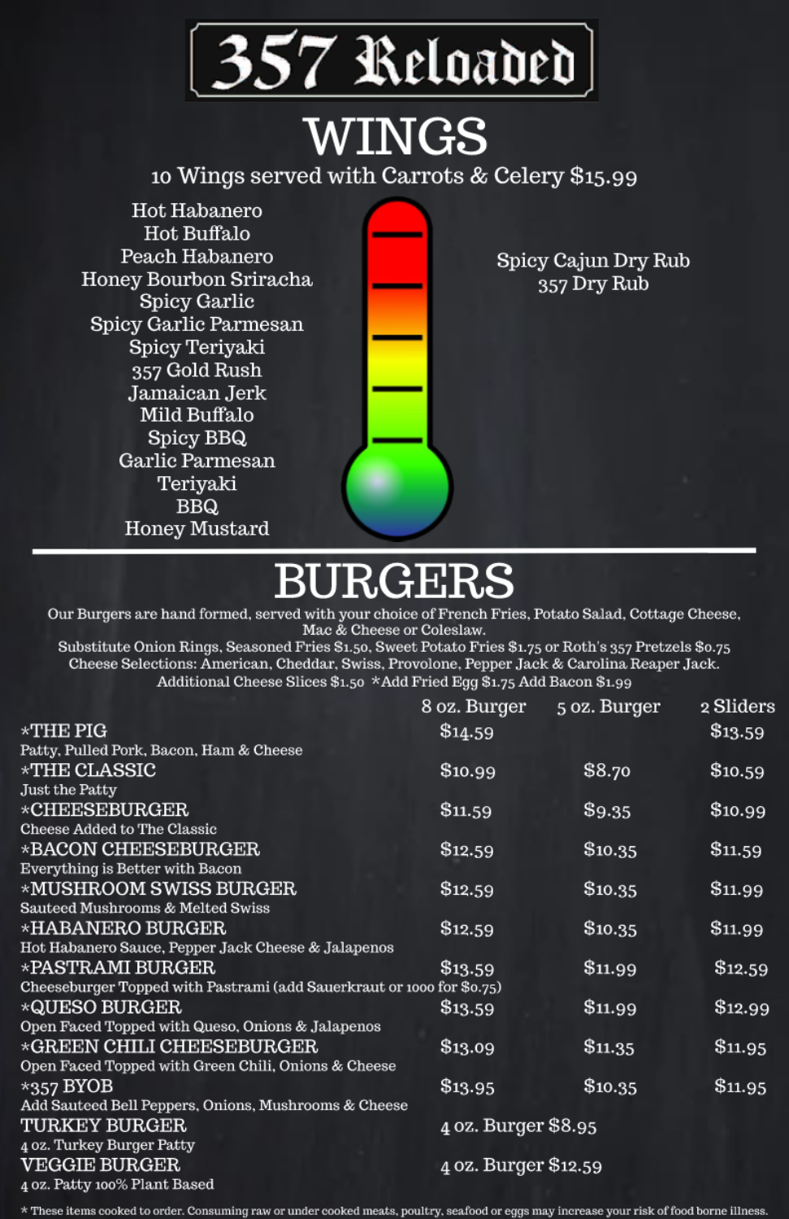# 357 Reloaded

## WINGS

10 Wings served with Carrots & Celery $15.99

- Hot Habanero
- Hot Buffalo
- Peach Habanero
- Honey Bourbon Sriracha
- Spicy Garlic
- Spicy Garlic Parmesan
- Spicy Teriyaki
- 357 Gold Rush
- Jamaican Jerk
- Mild Buffalo
- Spicy BBQ
- Garlic Parmesan
- Teriyaki
- BBQ
- Honey Mustard

- Spicy Cajun Dry Rub
- 357 Dry Rub

---

## BURGERS

Our Burgers are hand formed, served with your choice of French Fries, Potato Salad, Cottage Cheese, Mac & Cheese or Coleslaw.
Substitute Onion Rings, Seasoned Fries $1.50, Sweet Potato Fries $1.75 or Roth's 357 Pretzels $0.75
Cheese Selections: American, Cheddar, Swiss, Provolone, Pepper Jack & Carolina Reaper Jack.
Additional Cheese Slices $1.50 *Add Fried Egg $1.75 Add Bacon $1.99

| | 8 oz. Burger | 5 oz. Burger | 2 Sliders |
|---|---|---|---|
| *THE PIG<br>Patty, Pulled Pork, Bacon, Ham & Cheese | $14.59 | | $13.59 |
| *THE CLASSIC<br>Just the Patty | $10.99 | $8.70 | $10.59 |
| *CHEESEBURGER<br>Cheese Added to The Classic | $11.59 | $9.35 | $10.99 |
| *BACON CHEESEBURGER<br>Everything is Better with Bacon | $12.59 | $10.35 | $11.59 |
| *MUSHROOM SWISS BURGER<br>Sauteed Mushrooms & Melted Swiss | $12.59 | $10.35 | $11.99 |
| *HABANERO BURGER<br>Hot Habanero Sauce, Pepper Jack Cheese & Jalapenos | $12.59 | $10.35 | $11.99 |
| *PASTRAMI BURGER<br>Cheeseburger Topped with Pastrami (add Sauerkraut or 1000 for $0.75) | $13.59 | $11.99 | $12.59 |
| *QUESO BURGER<br>Open Faced Topped with Queso, Onions & Jalapenos | $13.59 | $11.99 | $12.99 |
| *GREEN CHILI CHEESEBURGER<br>Open Faced Topped with Green Chili, Onions & Cheese | $13.09 | $11.35 | $11.95 |
| *357 BYOB<br>Add Sauteed Bell Peppers, Onions, Mushrooms & Cheese | $13.95 | $10.35 | $11.95 |
| TURKEY BURGER<br>4 oz. Turkey Burger Patty | 4 oz. Burger $8.95 | | |
| VEGGIE BURGER<br>4 oz. Patty 100% Plant Based | 4 oz. Burger $12.59 | | |

* These items cooked to order. Consuming raw or under cooked meats, poultry, seafood or eggs may increase your risk of food borne illness.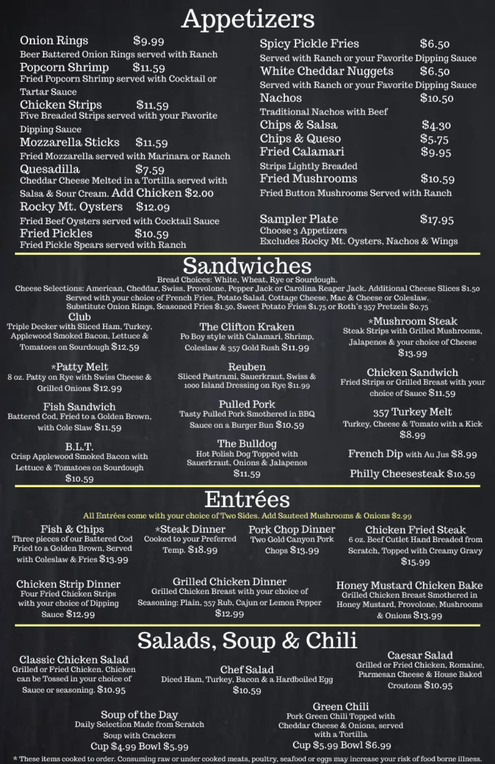# Appetizers

**Onion Rings** $9.99
Beer Battered Onion Rings served with Ranch

**Popcorn Shrimp** $11.59
Fried Popcorn Shrimp served with Cocktail or Tartar Sauce

**Chicken Strips** $11.59
Five Breaded Strips served with your Favorite Dipping Sauce

**Mozzarella Sticks** $11.59
Fried Mozzarella served with Marinara or Ranch

**Quesadilla** $7.59
Cheddar Cheese Melted in a Tortilla served with Salsa & Sour Cream. Add Chicken $2.00

**Rocky Mt. Oysters** $12.09
Fried Beef Oysters served with Cocktail Sauce

**Fried Pickles** $10.59
Fried Pickle Spears served with Ranch

**Spicy Pickle Fries** $6.50
Served with Ranch or your Favorite Dipping Sauce

**White Cheddar Nuggets** $6.50
Served with Ranch or your Favorite Dipping Sauce

**Nachos** $10.50
Traditional Nachos with Beef

**Chips & Salsa** $4.30

**Chips & Queso** $5.75

**Fried Calamari** $9.95
Strips Lightly Breaded

**Fried Mushrooms** $10.59
Fried Button Mushrooms Served with Ranch

**Sampler Plate** $17.95
Choose 3 Appetizers
Excludes Rocky Mt. Oysters, Nachos & Wings

# Sandwiches

Bread Choices: White, Wheat, Rye or Sourdough.
Cheese Selections: American, Cheddar, Swiss, Provolone, Pepper Jack or Carolina Reaper Jack. Additional Cheese Slices $1.50
Served with your choice of French Fries, Potato Salad, Cottage Cheese, Mac & Cheese or Coleslaw.
Substitute Onion Rings, Seasoned Fries $1.50, Sweet Potato Fries $1.75 or Roth's 357 Pretzels $0.75

**Club**
Triple Decker with Sliced Ham, Turkey, Applewood Smoked Bacon, Lettuce & Tomatoes on Sourdough $12.59

**The Clifton Kraken**
Po Boy style with Calamari, Shrimp, Coleslaw & 357 Gold Rush $11.99

***Mushroom Steak**
Steak Strips with Grilled Mushrooms, Jalapenos & your choice of Cheese $13.99

***Patty Melt**
8 oz. Patty on Rye with Swiss Cheese & Grilled Onions $12.99

**Reuben**
Sliced Pastrami, Sauerkraut, Swiss & 1000 Island Dressing on Rye $11.99

**Chicken Sandwich**
Fried Strips or Grilled Breast with your choice of Sauce $11.59

**Fish Sandwich**
Battered Cod, Fried to a Golden Brown, with Cole Slaw $11.59

**Pulled Pork**
Tasty Pulled Pork Smothered in BBQ Sauce on a Burger Bun $10.59

**357 Turkey Melt**
Turkey, Cheese & Tomato with a Kick $8.99

**B.L.T.**
Crisp Applewood Smoked Bacon with Lettuce & Tomatoes on Sourdough $10.59

**The Bulldog**
Hot Polish Dog Topped with Sauerkraut, Onions & Jalapenos $11.59

**French Dip** with Au Jus $8.99

**Philly Cheesesteak** $10.59

# Entrées

All Entrées come with your choice of Two Sides. Add Sauteed Mushrooms & Onions $2.99

**Fish & Chips**
Three pieces of our Battered Cod Fried to a Golden Brown, Served with Coleslaw & Fries $13.99

***Steak Dinner**
Cooked to your Preferred Temp. $18.99

**Pork Chop Dinner**
Two Gold Canyon Pork Chops $13.99

**Chicken Fried Steak**
6 oz. Beef Cutlet Hand Breaded from Scratch, Topped with Creamy Gravy $15.99

**Chicken Strip Dinner**
Four Fried Chicken Strips with your choice of Dipping Sauce $12.99

**Grilled Chicken Dinner**
Grilled Chicken Breast with your choice of Seasoning: Plain, 357 Rub, Cajun or Lemon Pepper $12.99

**Honey Mustard Chicken Bake**
Grilled Chicken Breast Smothered in Honey Mustard, Provolone, Mushrooms & Onions $13.99

# Salads, Soup & Chili

**Classic Chicken Salad**
Grilled or Fried Chicken. Chicken can be Tossed in your choice of Sauce or seasoning. $10.95

**Chef Salad**
Diced Ham, Turkey, Bacon & a Hardboiled Egg $10.59

**Caesar Salad**
Grilled or Fried Chicken, Romaine, Parmesan Cheese & House Baked Croutons $10.95

**Soup of the Day**
Daily Selection Made from Scratch
Soup with Crackers
Cup $4.99 Bowl $5.99

**Green Chili**
Pork Green Chili Topped with Cheddar Cheese & Onions, served with a Tortilla
Cup $5.99 Bowl $6.99

* These items cooked to order. Consuming raw or under cooked meats, poultry, seafood or eggs may increase your risk of food borne illness.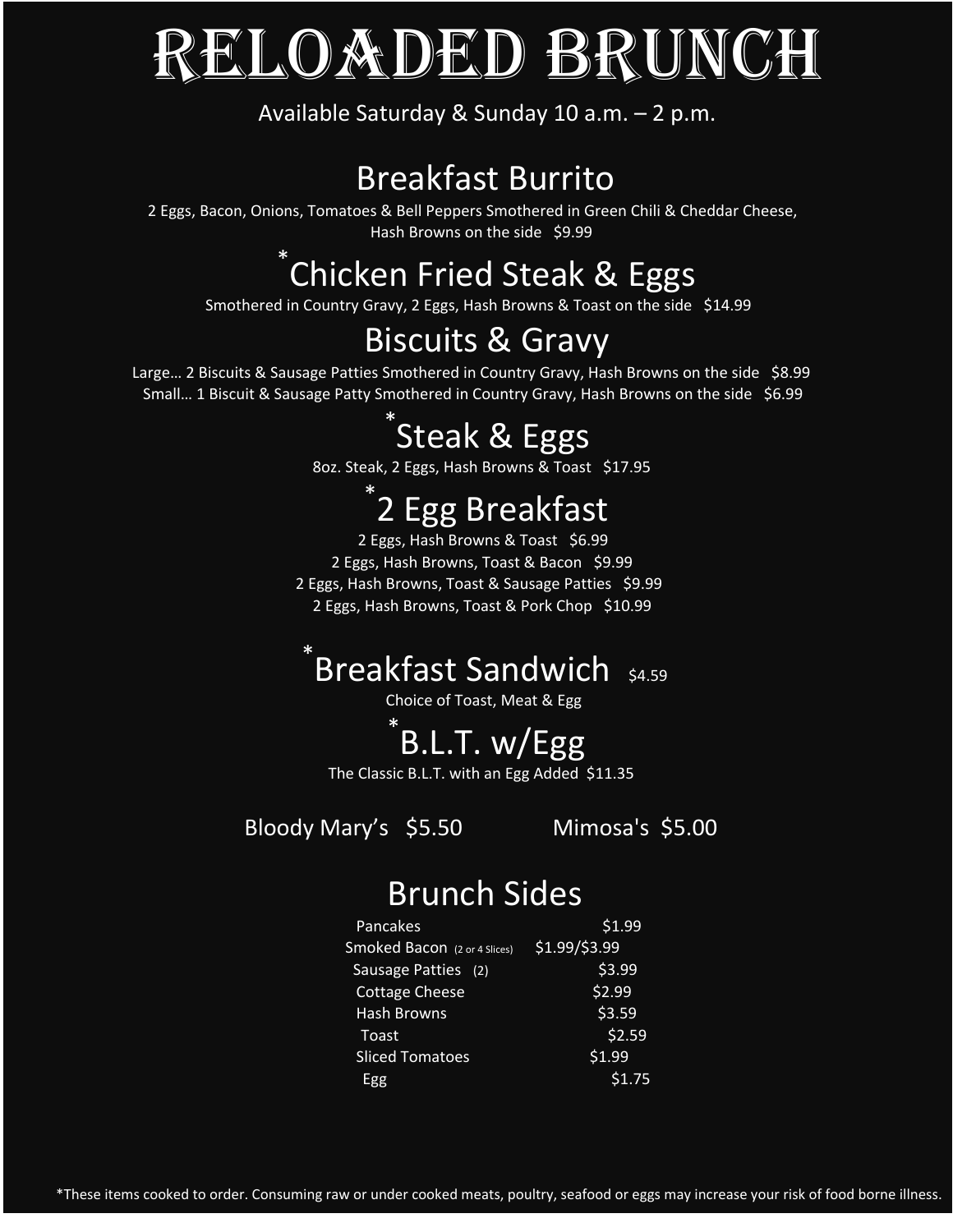# Reloaded Brunch

Available Saturday & Sunday 10 a.m. – 2 p.m.

## Breakfast Burrito

2 Eggs, Bacon, Onions, Tomatoes & Bell Peppers Smothered in Green Chili & Cheddar Cheese, Hash Browns on the side $9.99

## *Chicken Fried Steak & Eggs

Smothered in Country Gravy, 2 Eggs, Hash Browns & Toast on the side $14.99

## Biscuits & Gravy

Large… 2 Biscuits & Sausage Patties Smothered in Country Gravy, Hash Browns on the side $8.99

Small… 1 Biscuit & Sausage Patty Smothered in Country Gravy, Hash Browns on the side $6.99

## *Steak & Eggs

8oz. Steak, 2 Eggs, Hash Browns & Toast $17.95

## *2 Egg Breakfast

2 Eggs, Hash Browns & Toast $6.99

2 Eggs, Hash Browns, Toast & Bacon $9.99

2 Eggs, Hash Browns, Toast & Sausage Patties $9.99

2 Eggs, Hash Browns, Toast & Pork Chop $10.99

## *Breakfast Sandwich $4.59

Choice of Toast, Meat & Egg

## *B.L.T. w/Egg

The Classic B.L.T. with an Egg Added $11.35

Bloody Mary's $5.50

Mimosa's $5.00

## Brunch Sides

| | |
|---|---|
| Pancakes | $1.99 |
| Smoked Bacon (2 or 4 Slices) | $1.99/$3.99 |
| Sausage Patties (2) | $3.99 |
| Cottage Cheese | $2.99 |
| Hash Browns | $3.59 |
| Toast | $2.59 |
| Sliced Tomatoes | $1.99 |
| Egg | $1.75 |

*These items cooked to order. Consuming raw or under cooked meats, poultry, seafood or eggs may increase your risk of food borne illness.